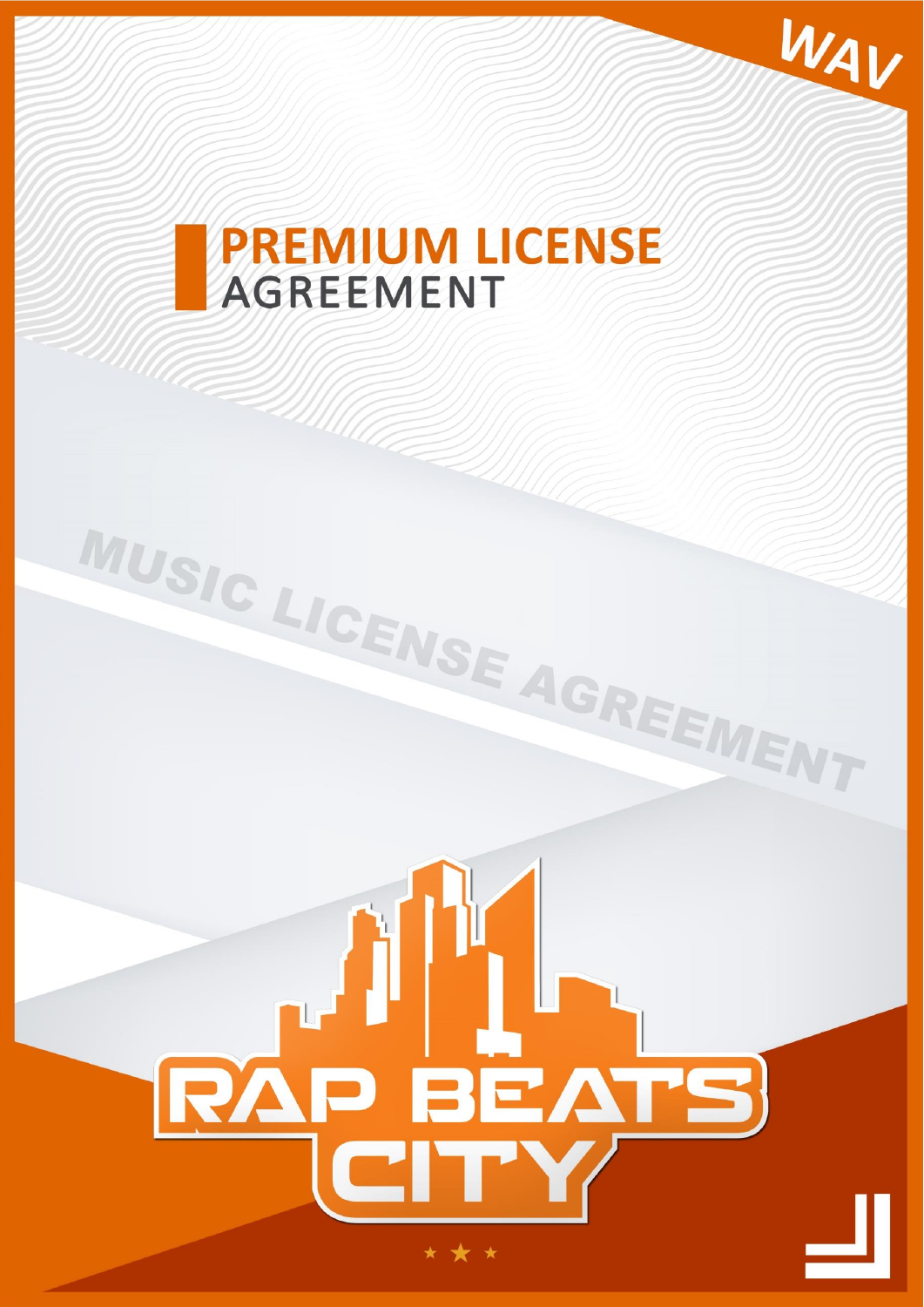WAV

# PREMIUM LICENSE
AGREEMENT

MUSIC LICENSE AGREEMENT

RAP BEATS CITY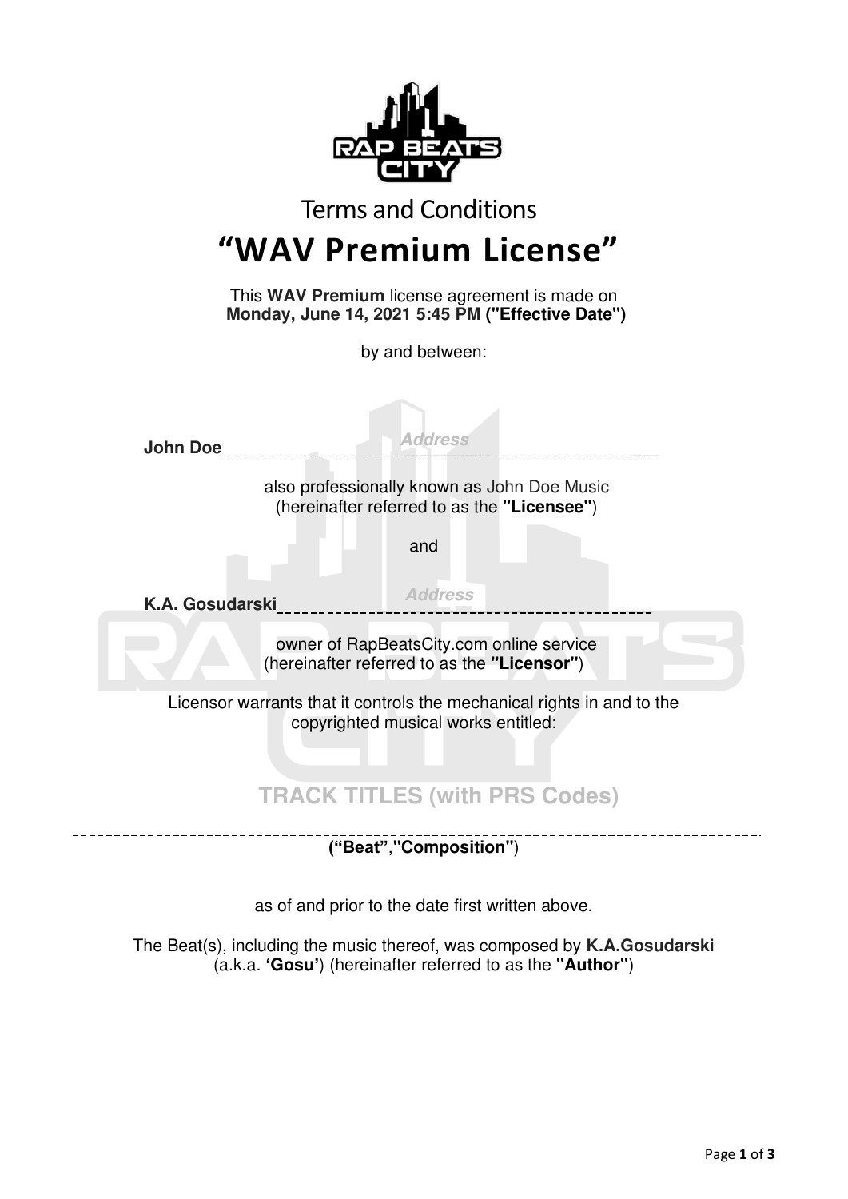Terms and Conditions

# "WAV Premium License"

This **WAV Premium** license agreement is made on
**Monday, June 14, 2021 5:45 PM ("Effective Date")**

by and between:

**John Doe** *Address*

also professionally known as John Doe Music
(hereinafter referred to as the **"Licensee"**)

and

**K.A. Gosudarski** *Address*

owner of RapBeatsCity.com online service
(hereinafter referred to as the **"Licensor"**)

Licensor warrants that it controls the mechanical rights in and to the copyrighted musical works entitled:

**TRACK TITLES (with PRS Codes)**

(**"Beat"**,**"Composition"**)

as of and prior to the date first written above.

The Beat(s), including the music thereof, was composed by **K.A.Gosudarski** (a.k.a. **'Gosu'**) (hereinafter referred to as the **"Author"**)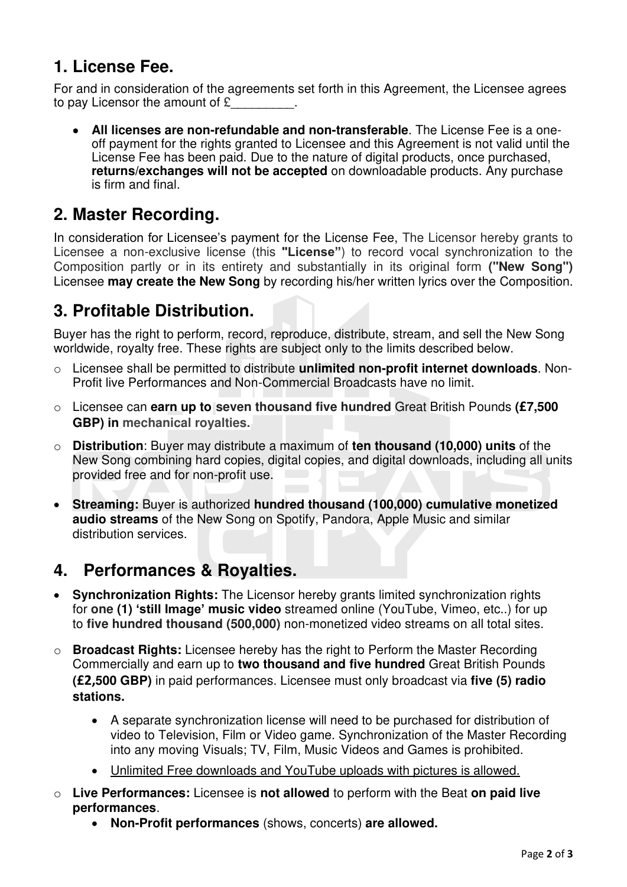## 1. License Fee.

For and in consideration of the agreements set forth in this Agreement, the Licensee agrees to pay Licensor the amount of £_________.

- **All licenses are non-refundable and non-transferable**. The License Fee is a one-off payment for the rights granted to Licensee and this Agreement is not valid until the License Fee has been paid. Due to the nature of digital products, once purchased, **returns/exchanges will not be accepted** on downloadable products. Any purchase is firm and final.

## 2. Master Recording.

In consideration for Licensee's payment for the License Fee, The Licensor hereby grants to Licensee a non-exclusive license (this **"License"**) to record vocal synchronization to the Composition partly or in its entirety and substantially in its original form **("New Song")** Licensee **may create the New Song** by recording his/her written lyrics over the Composition.

## 3. Profitable Distribution.

Buyer has the right to perform, record, reproduce, distribute, stream, and sell the New Song worldwide, royalty free. These rights are subject only to the limits described below.

- Licensee shall be permitted to distribute **unlimited non-profit internet downloads**. Non-Profit live Performances and Non-Commercial Broadcasts have no limit.
- Licensee can **earn up to seven thousand five hundred** Great British Pounds **(£7,500 GBP) in mechanical royalties.**
- **Distribution**: Buyer may distribute a maximum of **ten thousand (10,000) units** of the New Song combining hard copies, digital copies, and digital downloads, including all units provided free and for non-profit use.
- **Streaming:** Buyer is authorized **hundred thousand (100,000) cumulative monetized audio streams** of the New Song on Spotify, Pandora, Apple Music and similar distribution services.

## 4. Performances & Royalties.

- **Synchronization Rights:** The Licensor hereby grants limited synchronization rights for **one (1) 'still Image' music video** streamed online (YouTube, Vimeo, etc..) for up to **five hundred thousand (500,000)** non-monetized video streams on all total sites.
- **Broadcast Rights:** Licensee hereby has the right to Perform the Master Recording Commercially and earn up to **two thousand and five hundred** Great British Pounds **(£2,500 GBP)** in paid performances. Licensee must only broadcast via **five (5) radio stations.**
  - A separate synchronization license will need to be purchased for distribution of video to Television, Film or Video game. Synchronization of the Master Recording into any moving Visuals; TV, Film, Music Videos and Games is prohibited.
  - <u>Unlimited Free downloads and YouTube uploads with pictures is allowed.</u>
- **Live Performances:** Licensee is **not allowed** to perform with the Beat **on paid live performances**.
  - **Non-Profit performances** (shows, concerts) **are allowed.**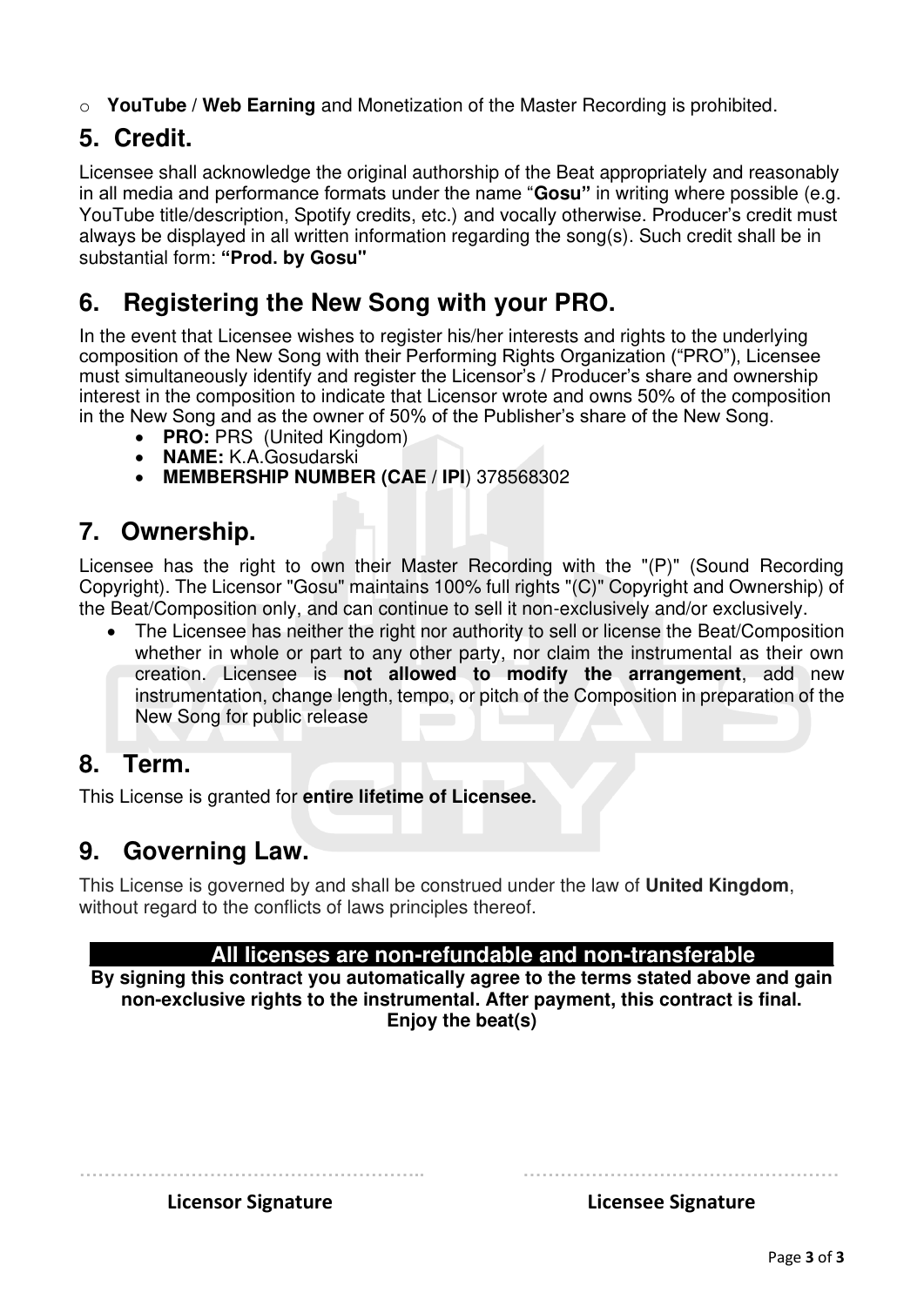- **YouTube** / **Web Earning** and Monetization of the Master Recording is prohibited.

## 5. Credit.

Licensee shall acknowledge the original authorship of the Beat appropriately and reasonably in all media and performance formats under the name "**Gosu"** in writing where possible (e.g. YouTube title/description, Spotify credits, etc.) and vocally otherwise. Producer's credit must always be displayed in all written information regarding the song(s). Such credit shall be in substantial form: **"Prod. by Gosu"**

## 6. Registering the New Song with your PRO.

In the event that Licensee wishes to register his/her interests and rights to the underlying composition of the New Song with their Performing Rights Organization ("PRO"), Licensee must simultaneously identify and register the Licensor's / Producer's share and ownership interest in the composition to indicate that Licensor wrote and owns 50% of the composition in the New Song and as the owner of 50% of the Publisher's share of the New Song.

- **PRO:** PRS (United Kingdom)
- **NAME:** K.A.Gosudarski
- **MEMBERSHIP NUMBER (CAE / IPI)** 378568302

## 7. Ownership.

Licensee has the right to own their Master Recording with the "(P)" (Sound Recording Copyright). The Licensor "Gosu" maintains 100% full rights "(C)" Copyright and Ownership) of the Beat/Composition only, and can continue to sell it non-exclusively and/or exclusively.

- The Licensee has neither the right nor authority to sell or license the Beat/Composition whether in whole or part to any other party, nor claim the instrumental as their own creation. Licensee is **not allowed to modify the arrangement**, add new instrumentation, change length, tempo, or pitch of the Composition in preparation of the New Song for public release

## 8. Term.

This License is granted for **entire lifetime of Licensee.**

## 9. Governing Law.

This License is governed by and shall be construed under the law of **United Kingdom**, without regard to the conflicts of laws principles thereof.

**All licenses are non-refundable and non-transferable**

**By signing this contract you automatically agree to the terms stated above and gain non-exclusive rights to the instrumental. After payment, this contract is final. Enjoy the beat(s)**

.......................................................... ..........................................................

**Licensor Signature** **Licensee Signature**